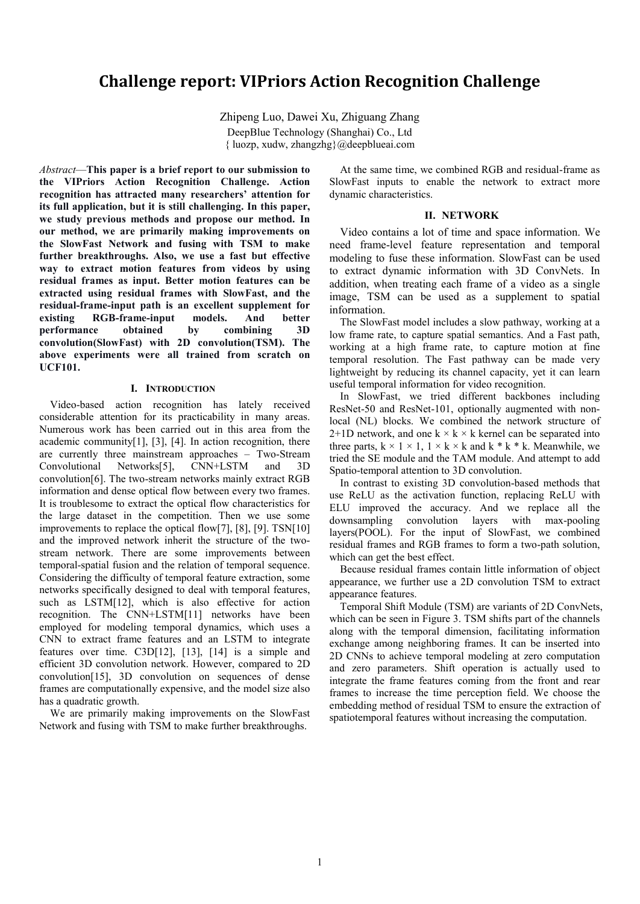# Challenge report: VIPriors Action Recognition Challenge

Zhipeng Luo, Dawei Xu, Zhiguang Zhang

DeepBlue Technology (Shanghai) Co., Ltd

{ luozp, xudw, zhangzhg}@deepblueai.com

*Abstract*—**This paper is a brief report to our submission to the VIPriors Action Recognition Challenge. Action recognition has attracted many researchers' attention for its full application, but it is still challenging. In this paper, we study previous methods and propose our method. In our method, we are primarily making improvements on the SlowFast Network and fusing with TSM to make further breakthroughs. Also, we use a fast but effective way to extract motion features from videos by using residual frames as input. Better motion features can be extracted using residual frames with SlowFast, and the residual-frame-input path is an excellent supplement for existing RGB-frame-input models. And better performance obtained by combining 3D convolution(SlowFast) with 2D convolution(TSM). The above experiments were all trained from scratch on UCF101.**

## I. Introduction

Video-based action recognition has lately received considerable attention for its practicability in many areas. Numerous work has been carried out in this area from the academic community[1], [3], [4]. In action recognition, there are currently three mainstream approaches – Two-Stream Convolutional Networks[5], CNN+LSTM and 3D convolution[6]. The two-stream networks mainly extract RGB information and dense optical flow between every two frames. It is troublesome to extract the optical flow characteristics for the large dataset in the competition. Then we use some improvements to replace the optical flow[7], [8], [9]. TSN[10] and the improved network inherit the structure of the two-stream network. There are some improvements between temporal-spatial fusion and the relation of temporal sequence. Considering the difficulty of temporal feature extraction, some networks specifically designed to deal with temporal features, such as LSTM[12], which is also effective for action recognition. The CNN+LSTM[11] networks have been employed for modeling temporal dynamics, which uses a CNN to extract frame features and an LSTM to integrate features over time. C3D[12], [13], [14] is a simple and efficient 3D convolution network. However, compared to 2D convolution[15], 3D convolution on sequences of dense frames are computationally expensive, and the model size also has a quadratic growth.

We are primarily making improvements on the SlowFast Network and fusing with TSM to make further breakthroughs.

At the same time, we combined RGB and residual-frame as SlowFast inputs to enable the network to extract more dynamic characteristics.

## II. Network

Video contains a lot of time and space information. We need frame-level feature representation and temporal modeling to fuse these information. SlowFast can be used to extract dynamic information with 3D ConvNets. In addition, when treating each frame of a video as a single image, TSM can be used as a supplement to spatial information.

The SlowFast model includes a slow pathway, working at a low frame rate, to capture spatial semantics. And a Fast path, working at a high frame rate, to capture motion at fine temporal resolution. The Fast pathway can be made very lightweight by reducing its channel capacity, yet it can learn useful temporal information for video recognition.

In SlowFast, we tried different backbones including ResNet-50 and ResNet-101, optionally augmented with non-local (NL) blocks. We combined the network structure of 2+1D network, and one $k \times k \times k$ kernel can be separated into three parts, $k \times 1 \times 1$, $1 \times k \times k$ and $k * k * k$. Meanwhile, we tried the SE module and the TAM module. And attempt to add Spatio-temporal attention to 3D convolution.

In contrast to existing 3D convolution-based methods that use ReLU as the activation function, replacing ReLU with ELU improved the accuracy. And we replace all the downsampling convolution layers with max-pooling layers(POOL). For the input of SlowFast, we combined residual frames and RGB frames to form a two-path solution, which can get the best effect.

Because residual frames contain little information of object appearance, we further use a 2D convolution TSM to extract appearance features.

Temporal Shift Module (TSM) are variants of 2D ConvNets, which can be seen in Figure 3. TSM shifts part of the channels along with the temporal dimension, facilitating information exchange among neighboring frames. It can be inserted into 2D CNNs to achieve temporal modeling at zero computation and zero parameters. Shift operation is actually used to integrate the frame features coming from the front and rear frames to increase the time perception field. We choose the embedding method of residual TSM to ensure the extraction of spatiotemporal features without increasing the computation.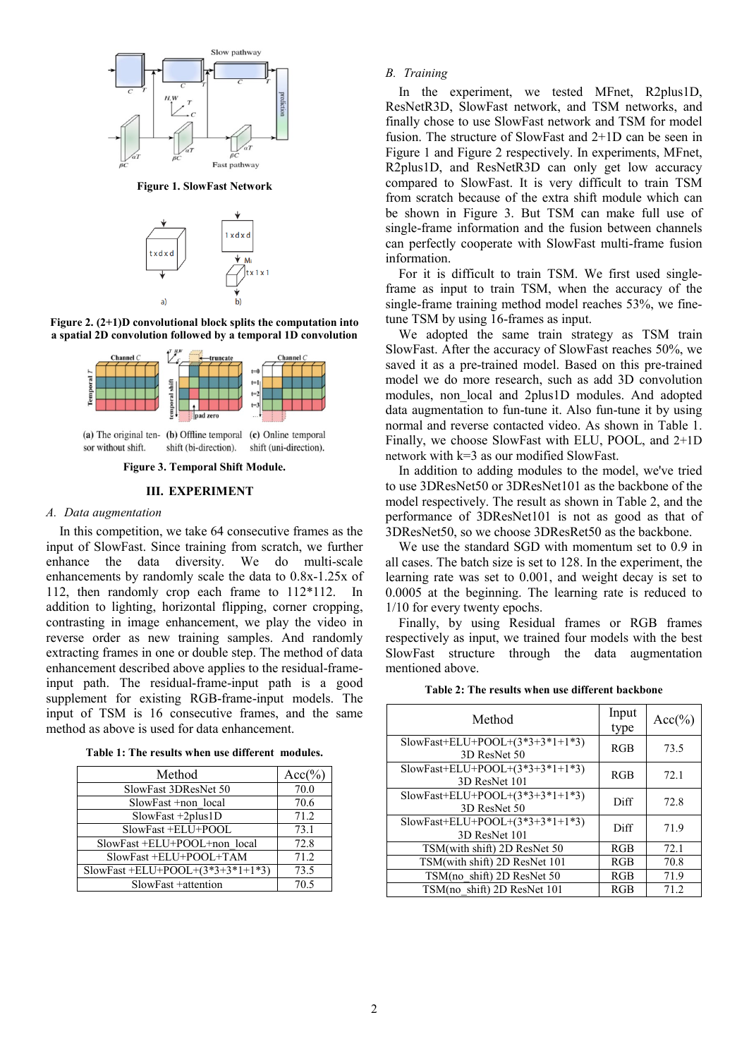Figure 1. SlowFast Network

Figure 2. (2+1)D convolutional block splits the computation into a spatial 2D convolution followed by a temporal 1D convolution

(a) The original tensor without shift. (b) Offline temporal shift (bi-direction). (c) Online temporal shift (uni-direction).

Figure 3. Temporal Shift Module.

## III. EXPERIMENT

### A. Data augmentation

In this competition, we take 64 consecutive frames as the input of SlowFast. Since training from scratch, we further enhance the data diversity. We do multi-scale enhancements by randomly scale the data to 0.8x-1.25x of 112, then randomly crop each frame to 112*112. In addition to lighting, horizontal flipping, corner cropping, contrasting in image enhancement, we play the video in reverse order as new training samples. And randomly extracting frames in one or double step. The method of data enhancement described above applies to the residual-frame-input path. The residual-frame-input path is a good supplement for existing RGB-frame-input models. The input of TSM is 16 consecutive frames, and the same method as above is used for data enhancement.

Table 1: The results when use different modules.

| Method | Acc(%) |
|---|---|
| SlowFast 3DResNet 50 | 70.0 |
| SlowFast +non_local | 70.6 |
| SlowFast +2plus1D | 71.2 |
| SlowFast +ELU+POOL | 73.1 |
| SlowFast +ELU+POOL+non_local | 72.8 |
| SlowFast +ELU+POOL+TAM | 71.2 |
| SlowFast +ELU+POOL+(3*3+3*1+1*3) | 73.5 |
| SlowFast +attention | 70.5 |

### B. Training

In the experiment, we tested MFnet, R2plus1D, ResNetR3D, SlowFast network, and TSM networks, and finally chose to use SlowFast network and TSM for model fusion. The structure of SlowFast and 2+1D can be seen in Figure 1 and Figure 2 respectively. In experiments, MFnet, R2plus1D, and ResNetR3D can only get low accuracy compared to SlowFast. It is very difficult to train TSM from scratch because of the extra shift module which can be shown in Figure 3. But TSM can make full use of single-frame information and the fusion between channels can perfectly cooperate with SlowFast multi-frame fusion information.

For it is difficult to train TSM. We first used single-frame as input to train TSM, when the accuracy of the single-frame training method model reaches 53%, we fine-tune TSM by using 16-frames as input.

We adopted the same train strategy as TSM train SlowFast. After the accuracy of SlowFast reaches 50%, we saved it as a pre-trained model. Based on this pre-trained model we do more research, such as add 3D convolution modules, non_local and 2plus1D modules. And adopted data augmentation to fun-tune it. Also fun-tune it by using normal and reverse contacted video. As shown in Table 1. Finally, we choose SlowFast with ELU, POOL, and 2+1D network with k=3 as our modified SlowFast.

In addition to adding modules to the model, we've tried to use 3DResNet50 or 3DResNet101 as the backbone of the model respectively. The result as shown in Table 2, and the performance of 3DResNet101 is not as good as that of 3DResNet50, so we choose 3DResRet50 as the backbone.

We use the standard SGD with momentum set to 0.9 in all cases. The batch size is set to 128. In the experiment, the learning rate was set to 0.001, and weight decay is set to 0.0005 at the beginning. The learning rate is reduced to 1/10 for every twenty epochs.

Finally, by using Residual frames or RGB frames respectively as input, we trained four models with the best SlowFast structure through the data augmentation mentioned above.

Table 2: The results when use different backbone

| Method | Input type | Acc(%) |
|---|---|---|
| SlowFast+ELU+POOL+(3*3+3*1+1*3) 3D ResNet 50 | RGB | 73.5 |
| SlowFast+ELU+POOL+(3*3+3*1+1*3) 3D ResNet 101 | RGB | 72.1 |
| SlowFast+ELU+POOL+(3*3+3*1+1*3) 3D ResNet 50 | Diff | 72.8 |
| SlowFast+ELU+POOL+(3*3+3*1+1*3) 3D ResNet 101 | Diff | 71.9 |
| TSM(with shift) 2D ResNet 50 | RGB | 72.1 |
| TSM(with shift) 2D ResNet 101 | RGB | 70.8 |
| TSM(no_shift) 2D ResNet 50 | RGB | 71.9 |
| TSM(no_shift) 2D ResNet 101 | RGB | 71.2 |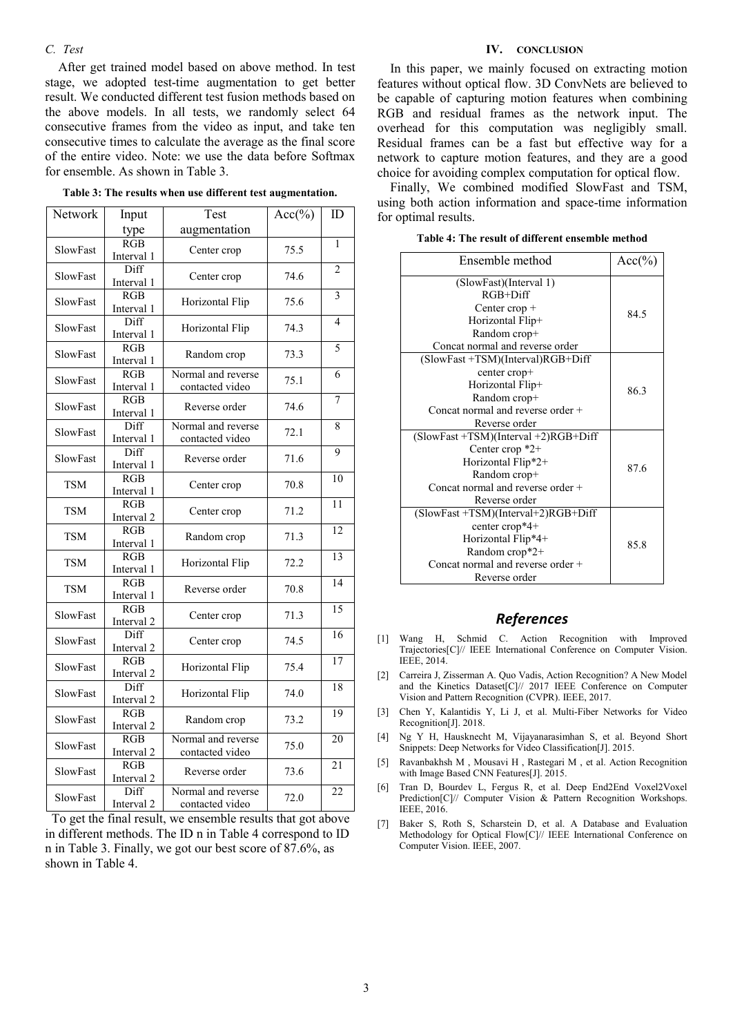### C. Test

After get trained model based on above method. In test stage, we adopted test-time augmentation to get better result. We conducted different test fusion methods based on the above models. In all tests, we randomly select 64 consecutive frames from the video as input, and take ten consecutive times to calculate the average as the final score of the entire video. Note: we use the data before Softmax for ensemble. As shown in Table 3.

**Table 3: The results when use different test augmentation.**

| Network | Input type | Test augmentation | Acc(%) | ID |
|---|---|---|---|---|
| SlowFast | RGB Interval 1 | Center crop | 75.5 | 1 |
| SlowFast | Diff Interval 1 | Center crop | 74.6 | 2 |
| SlowFast | RGB Interval 1 | Horizontal Flip | 75.6 | 3 |
| SlowFast | Diff Interval 1 | Horizontal Flip | 74.3 | 4 |
| SlowFast | RGB Interval 1 | Random crop | 73.3 | 5 |
| SlowFast | RGB Interval 1 | Normal and reverse contacted video | 75.1 | 6 |
| SlowFast | RGB Interval 1 | Reverse order | 74.6 | 7 |
| SlowFast | Diff Interval 1 | Normal and reverse contacted video | 72.1 | 8 |
| SlowFast | Diff Interval 1 | Reverse order | 71.6 | 9 |
| TSM | RGB Interval 1 | Center crop | 70.8 | 10 |
| TSM | RGB Interval 2 | Center crop | 71.2 | 11 |
| TSM | RGB Interval 1 | Random crop | 71.3 | 12 |
| TSM | RGB Interval 1 | Horizontal Flip | 72.2 | 13 |
| TSM | RGB Interval 1 | Reverse order | 70.8 | 14 |
| SlowFast | RGB Interval 2 | Center crop | 71.3 | 15 |
| SlowFast | Diff Interval 2 | Center crop | 74.5 | 16 |
| SlowFast | RGB Interval 2 | Horizontal Flip | 75.4 | 17 |
| SlowFast | Diff Interval 2 | Horizontal Flip | 74.0 | 18 |
| SlowFast | RGB Interval 2 | Random crop | 73.2 | 19 |
| SlowFast | RGB Interval 2 | Normal and reverse contacted video | 75.0 | 20 |
| SlowFast | RGB Interval 2 | Reverse order | 73.6 | 21 |
| SlowFast | Diff Interval 2 | Normal and reverse contacted video | 72.0 | 22 |

To get the final result, we ensemble results that got above in different methods. The ID n in Table 4 correspond to ID n in Table 3. Finally, we got our best score of 87.6%, as shown in Table 4.

## IV. CONCLUSION

In this paper, we mainly focused on extracting motion features without optical flow. 3D ConvNets are believed to be capable of capturing motion features when combining RGB and residual frames as the network input. The overhead for this computation was negligibly small. Residual frames can be a fast but effective way for a network to capture motion features, and they are a good choice for avoiding complex computation for optical flow.

Finally, We combined modified SlowFast and TSM, using both action information and space-time information for optimal results.

**Table 4: The result of different ensemble method**

| Ensemble method | Acc(%) |
|---|---|
| (SlowFast)(Interval 1) RGB+Diff Center crop + Horizontal Flip+ Random crop+ Concat normal and reverse order | 84.5 |
| (SlowFast +TSM)(Interval)RGB+Diff center crop+ Horizontal Flip+ Random crop+ Concat normal and reverse order + Reverse order | 86.3 |
| (SlowFast +TSM)(Interval +2)RGB+Diff Center crop *2+ Horizontal Flip*2+ Random crop+ Concat normal and reverse order + Reverse order | 87.6 |
| (SlowFast +TSM)(Interval+2)RGB+Diff center crop*4+ Horizontal Flip*4+ Random crop*2+ Concat normal and reverse order + Reverse order | 85.8 |

## References

[1] Wang H, Schmid C. Action Recognition with Improved Trajectories[C]// IEEE International Conference on Computer Vision. IEEE, 2014.

[2] Carreira J, Zisserman A. Quo Vadis, Action Recognition? A New Model and the Kinetics Dataset[C]// 2017 IEEE Conference on Computer Vision and Pattern Recognition (CVPR). IEEE, 2017.

[3] Chen Y, Kalantidis Y, Li J, et al. Multi-Fiber Networks for Video Recognition[J]. 2018.

[4] Ng Y H, Hausknecht M, Vijayanarasimhan S, et al. Beyond Short Snippets: Deep Networks for Video Classification[J]. 2015.

[5] Ravanbakhsh M , Mousavi H , Rastegari M , et al. Action Recognition with Image Based CNN Features[J]. 2015.

[6] Tran D, Bourdev L, Fergus R, et al. Deep End2End Voxel2Voxel Prediction[C]// Computer Vision & Pattern Recognition Workshops. IEEE, 2016.

[7] Baker S, Roth S, Scharstein D, et al. A Database and Evaluation Methodology for Optical Flow[C]// IEEE International Conference on Computer Vision. IEEE, 2007.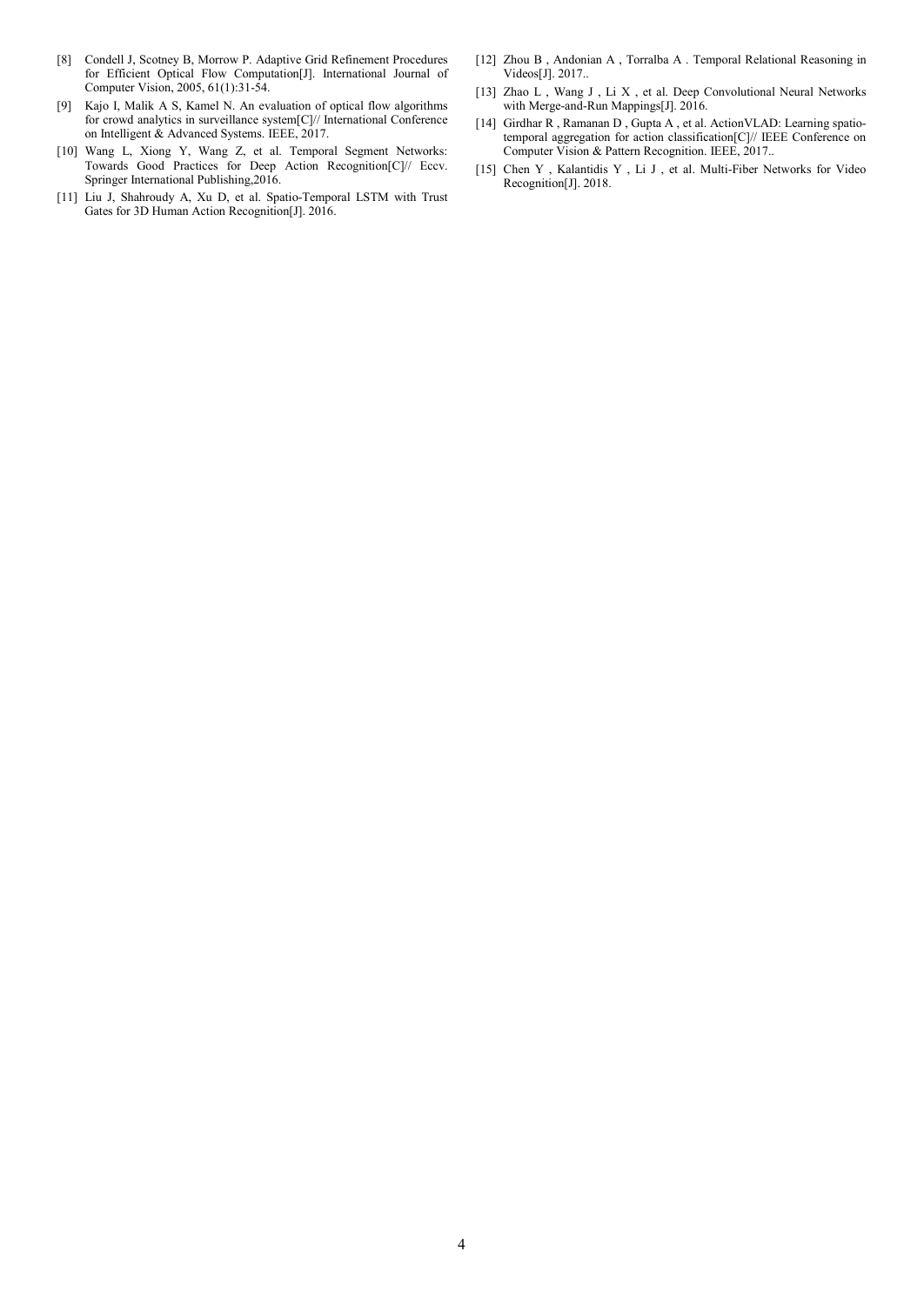[8] Condell J, Scotney B, Morrow P. Adaptive Grid Refinement Procedures for Efficient Optical Flow Computation[J]. International Journal of Computer Vision, 2005, 61(1):31-54.

[9] Kajo I, Malik A S, Kamel N. An evaluation of optical flow algorithms for crowd analytics in surveillance system[C]// International Conference on Intelligent & Advanced Systems. IEEE, 2017.

[10] Wang L, Xiong Y, Wang Z, et al. Temporal Segment Networks: Towards Good Practices for Deep Action Recognition[C]// Eccv. Springer International Publishing,2016.

[11] Liu J, Shahroudy A, Xu D, et al. Spatio-Temporal LSTM with Trust Gates for 3D Human Action Recognition[J]. 2016.

[12] Zhou B , Andonian A , Torralba A . Temporal Relational Reasoning in Videos[J]. 2017..

[13] Zhao L , Wang J , Li X , et al. Deep Convolutional Neural Networks with Merge-and-Run Mappings[J]. 2016.

[14] Girdhar R , Ramanan D , Gupta A , et al. ActionVLAD: Learning spatio-temporal aggregation for action classification[C]// IEEE Conference on Computer Vision & Pattern Recognition. IEEE, 2017..

[15] Chen Y , Kalantidis Y , Li J , et al. Multi-Fiber Networks for Video Recognition[J]. 2018.